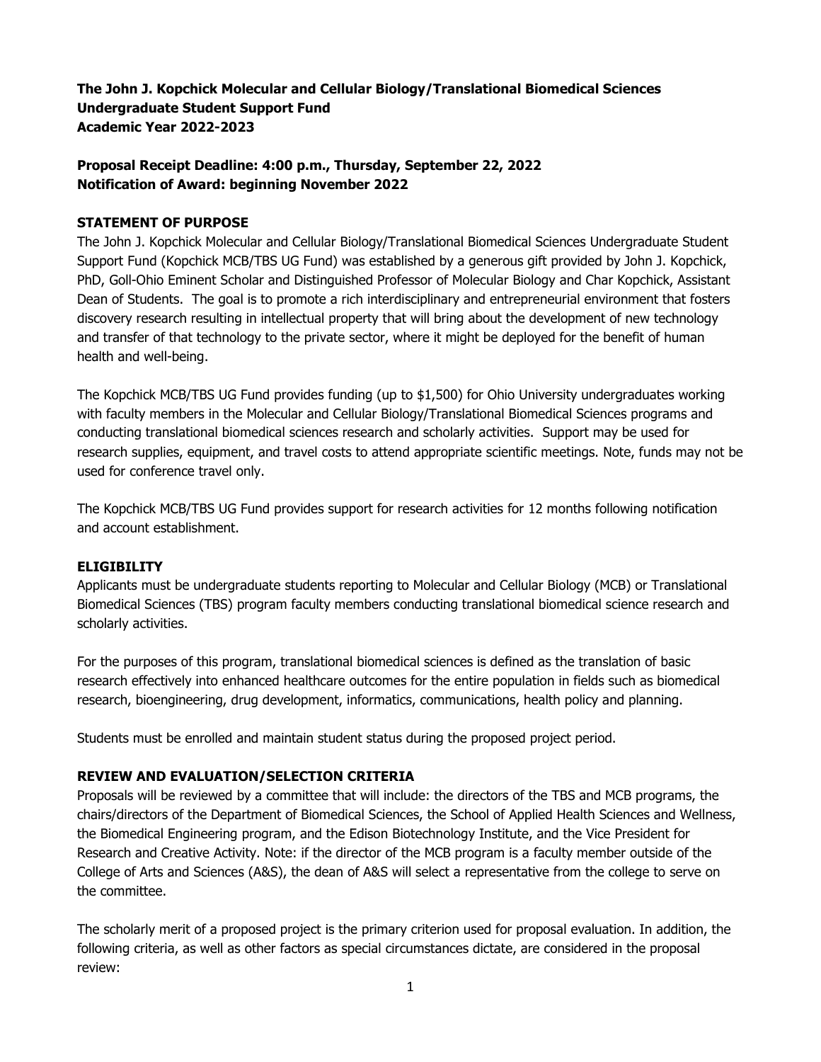**The John J. Kopchick Molecular and Cellular Biology/Translational Biomedical Sciences Undergraduate Student Support Fund Academic Year 2022-2023**

**Proposal Receipt Deadline: 4:00 p.m., Thursday, September 22, 2022**
**Notification of Award: beginning November 2022**

## STATEMENT OF PURPOSE

The John J. Kopchick Molecular and Cellular Biology/Translational Biomedical Sciences Undergraduate Student Support Fund (Kopchick MCB/TBS UG Fund) was established by a generous gift provided by John J. Kopchick, PhD, Goll-Ohio Eminent Scholar and Distinguished Professor of Molecular Biology and Char Kopchick, Assistant Dean of Students. The goal is to promote a rich interdisciplinary and entrepreneurial environment that fosters discovery research resulting in intellectual property that will bring about the development of new technology and transfer of that technology to the private sector, where it might be deployed for the benefit of human health and well-being.

The Kopchick MCB/TBS UG Fund provides funding (up to $1,500) for Ohio University undergraduates working with faculty members in the Molecular and Cellular Biology/Translational Biomedical Sciences programs and conducting translational biomedical sciences research and scholarly activities. Support may be used for research supplies, equipment, and travel costs to attend appropriate scientific meetings. Note, funds may not be used for conference travel only.

The Kopchick MCB/TBS UG Fund provides support for research activities for 12 months following notification and account establishment.

## ELIGIBILITY

Applicants must be undergraduate students reporting to Molecular and Cellular Biology (MCB) or Translational Biomedical Sciences (TBS) program faculty members conducting translational biomedical science research and scholarly activities.

For the purposes of this program, translational biomedical sciences is defined as the translation of basic research effectively into enhanced healthcare outcomes for the entire population in fields such as biomedical research, bioengineering, drug development, informatics, communications, health policy and planning.

Students must be enrolled and maintain student status during the proposed project period.

## REVIEW AND EVALUATION/SELECTION CRITERIA

Proposals will be reviewed by a committee that will include: the directors of the TBS and MCB programs, the chairs/directors of the Department of Biomedical Sciences, the School of Applied Health Sciences and Wellness, the Biomedical Engineering program, and the Edison Biotechnology Institute, and the Vice President for Research and Creative Activity. Note: if the director of the MCB program is a faculty member outside of the College of Arts and Sciences (A&S), the dean of A&S will select a representative from the college to serve on the committee.

The scholarly merit of a proposed project is the primary criterion used for proposal evaluation. In addition, the following criteria, as well as other factors as special circumstances dictate, are considered in the proposal review: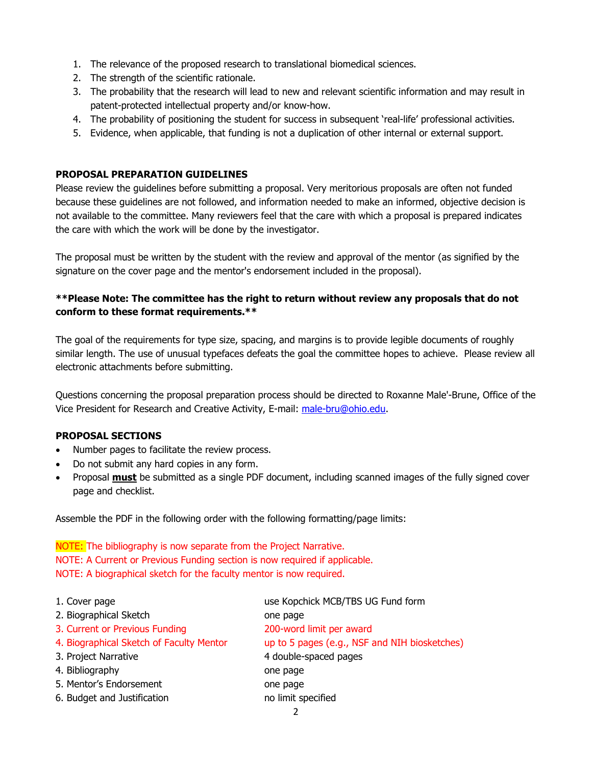1. The relevance of the proposed research to translational biomedical sciences.
2. The strength of the scientific rationale.
3. The probability that the research will lead to new and relevant scientific information and may result in patent-protected intellectual property and/or know-how.
4. The probability of positioning the student for success in subsequent 'real-life' professional activities.
5. Evidence, when applicable, that funding is not a duplication of other internal or external support.

**PROPOSAL PREPARATION GUIDELINES**

Please review the guidelines before submitting a proposal. Very meritorious proposals are often not funded because these guidelines are not followed, and information needed to make an informed, objective decision is not available to the committee. Many reviewers feel that the care with which a proposal is prepared indicates the care with which the work will be done by the investigator.

The proposal must be written by the student with the review and approval of the mentor (as signified by the signature on the cover page and the mentor's endorsement included in the proposal).

****Please Note: The committee has the right to return without review any proposals that do not conform to these format requirements.****

The goal of the requirements for type size, spacing, and margins is to provide legible documents of roughly similar length. The use of unusual typefaces defeats the goal the committee hopes to achieve. Please review all electronic attachments before submitting.

Questions concerning the proposal preparation process should be directed to Roxanne Male'-Brune, Office of the Vice President for Research and Creative Activity, E-mail: male-bru@ohio.edu.

**PROPOSAL SECTIONS**

- Number pages to facilitate the review process.
- Do not submit any hard copies in any form.
- Proposal **must** be submitted as a single PDF document, including scanned images of the fully signed cover page and checklist.

Assemble the PDF in the following order with the following formatting/page limits:

NOTE: The bibliography is now separate from the Project Narrative.
NOTE: A Current or Previous Funding section is now required if applicable.
NOTE: A biographical sketch for the faculty mentor is now required.

| | |
|---|---|
| 1. Cover page | use Kopchick MCB/TBS UG Fund form |
| 2. Biographical Sketch | one page |
| 3. Current or Previous Funding | 200-word limit per award |
| 4. Biographical Sketch of Faculty Mentor | up to 5 pages (e.g., NSF and NIH biosketches) |
| 3. Project Narrative | 4 double-spaced pages |
| 4. Bibliography | one page |
| 5. Mentor's Endorsement | one page |
| 6. Budget and Justification | no limit specified |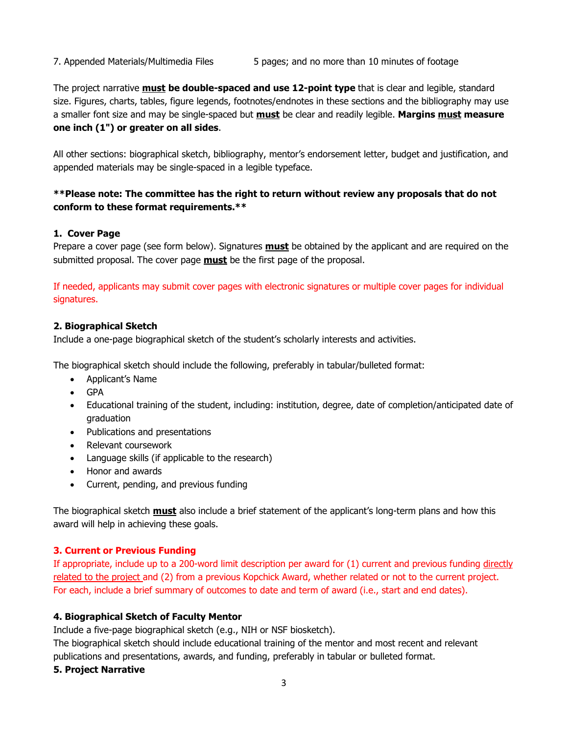7. Appended Materials/Multimedia Files 5 pages; and no more than 10 minutes of footage

The project narrative **must be double-spaced and use 12-point type** that is clear and legible, standard size. Figures, charts, tables, figure legends, footnotes/endnotes in these sections and the bibliography may use a smaller font size and may be single-spaced but **must** be clear and readily legible. **Margins must measure one inch (1") or greater on all sides**.

All other sections: biographical sketch, bibliography, mentor's endorsement letter, budget and justification, and appended materials may be single-spaced in a legible typeface.

****Please note: The committee has the right to return without review any proposals that do not conform to these format requirements.****

**1. Cover Page**

Prepare a cover page (see form below). Signatures **must** be obtained by the applicant and are required on the submitted proposal. The cover page **must** be the first page of the proposal.

If needed, applicants may submit cover pages with electronic signatures or multiple cover pages for individual signatures.

**2. Biographical Sketch**

Include a one-page biographical sketch of the student's scholarly interests and activities.

The biographical sketch should include the following, preferably in tabular/bulleted format:

- Applicant's Name
- GPA
- Educational training of the student, including: institution, degree, date of completion/anticipated date of graduation
- Publications and presentations
- Relevant coursework
- Language skills (if applicable to the research)
- Honor and awards
- Current, pending, and previous funding

The biographical sketch **must** also include a brief statement of the applicant's long-term plans and how this award will help in achieving these goals.

**3. Current or Previous Funding**

If appropriate, include up to a 200-word limit description per award for (1) current and previous funding directly related to the project and (2) from a previous Kopchick Award, whether related or not to the current project. For each, include a brief summary of outcomes to date and term of award (i.e., start and end dates).

**4. Biographical Sketch of Faculty Mentor**

Include a five-page biographical sketch (e.g., NIH or NSF biosketch).

The biographical sketch should include educational training of the mentor and most recent and relevant publications and presentations, awards, and funding, preferably in tabular or bulleted format.

**5. Project Narrative**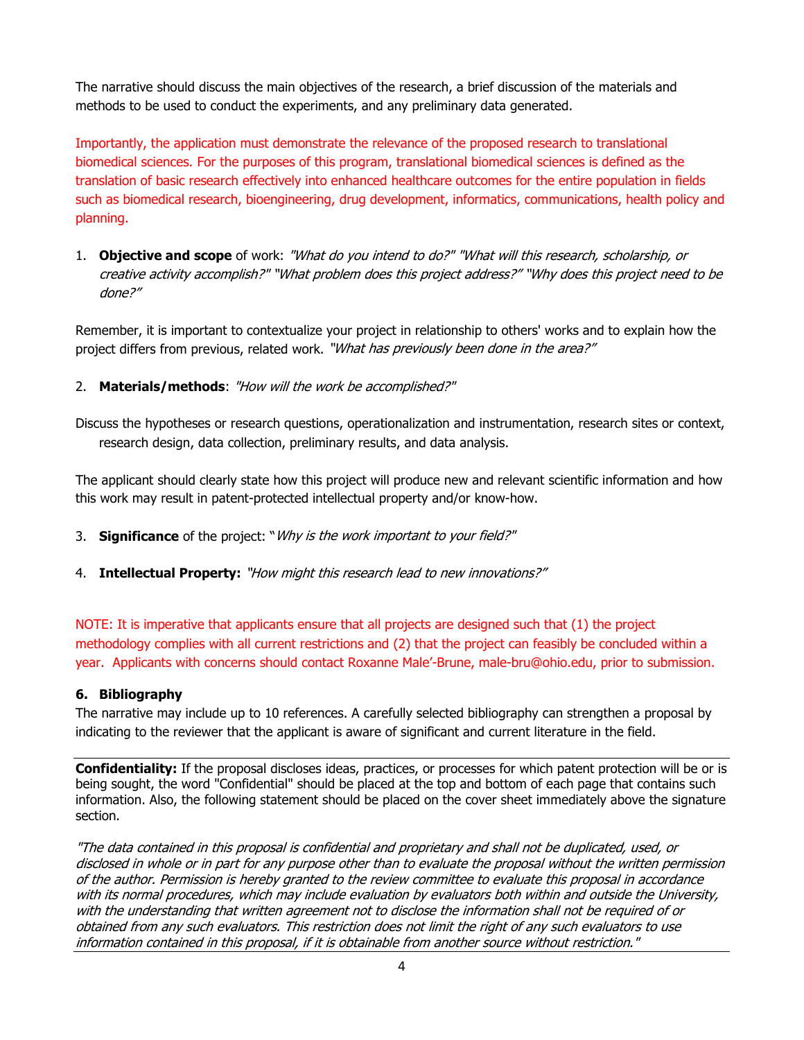The narrative should discuss the main objectives of the research, a brief discussion of the materials and methods to be used to conduct the experiments, and any preliminary data generated.

Importantly, the application must demonstrate the relevance of the proposed research to translational biomedical sciences. For the purposes of this program, translational biomedical sciences is defined as the translation of basic research effectively into enhanced healthcare outcomes for the entire population in fields such as biomedical research, bioengineering, drug development, informatics, communications, health policy and planning.

1. **Objective and scope** of work: *"What do you intend to do?" "What will this research, scholarship, or creative activity accomplish?" "What problem does this project address?" "Why does this project need to be done?"*

Remember, it is important to contextualize your project in relationship to others' works and to explain how the project differs from previous, related work. *"What has previously been done in the area?"*

2. **Materials/methods**: *"How will the work be accomplished?"*

Discuss the hypotheses or research questions, operationalization and instrumentation, research sites or context, research design, data collection, preliminary results, and data analysis.

The applicant should clearly state how this project will produce new and relevant scientific information and how this work may result in patent-protected intellectual property and/or know-how.

3. **Significance** of the project: "*Why is the work important to your field?"*

4. **Intellectual Property:** *"How might this research lead to new innovations?"*

NOTE: It is imperative that applicants ensure that all projects are designed such that (1) the project methodology complies with all current restrictions and (2) that the project can feasibly be concluded within a year. Applicants with concerns should contact Roxanne Male'-Brune, male-bru@ohio.edu, prior to submission.

### 6. Bibliography

The narrative may include up to 10 references. A carefully selected bibliography can strengthen a proposal by indicating to the reviewer that the applicant is aware of significant and current literature in the field.

---

**Confidentiality:** If the proposal discloses ideas, practices, or processes for which patent protection will be or is being sought, the word "Confidential" should be placed at the top and bottom of each page that contains such information. Also, the following statement should be placed on the cover sheet immediately above the signature section.

*"The data contained in this proposal is confidential and proprietary and shall not be duplicated, used, or disclosed in whole or in part for any purpose other than to evaluate the proposal without the written permission of the author. Permission is hereby granted to the review committee to evaluate this proposal in accordance with its normal procedures, which may include evaluation by evaluators both within and outside the University, with the understanding that written agreement not to disclose the information shall not be required of or obtained from any such evaluators. This restriction does not limit the right of any such evaluators to use information contained in this proposal, if it is obtainable from another source without restriction."*

---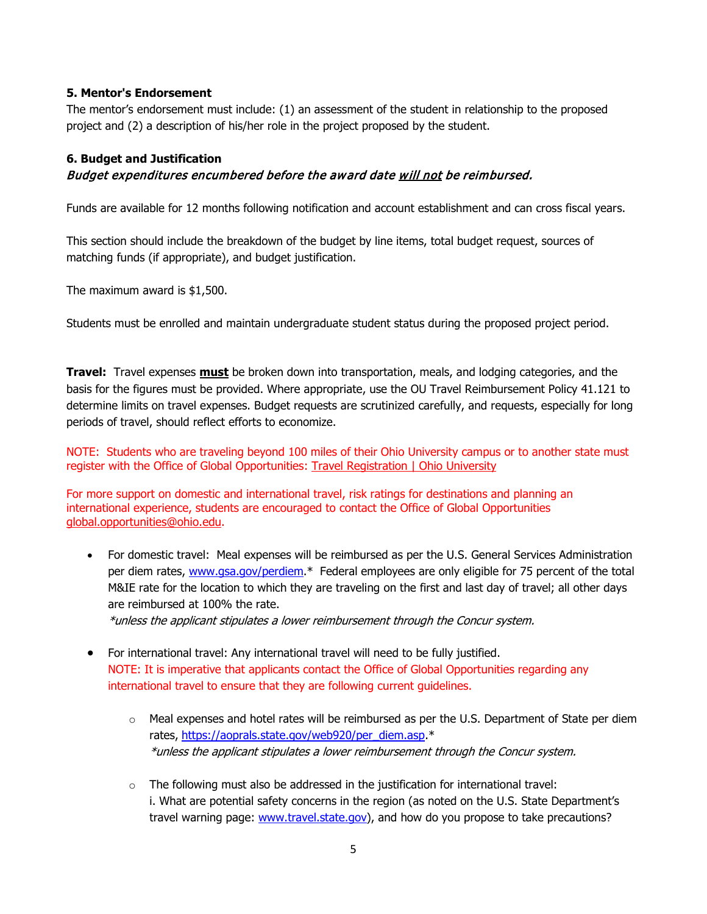### 5. Mentor's Endorsement

The mentor's endorsement must include: (1) an assessment of the student in relationship to the proposed project and (2) a description of his/her role in the project proposed by the student.

### 6. Budget and Justification

***Budget expenditures encumbered before the award date <u>will not</u> be reimbursed.***

Funds are available for 12 months following notification and account establishment and can cross fiscal years.

This section should include the breakdown of the budget by line items, total budget request, sources of matching funds (if appropriate), and budget justification.

The maximum award is $1,500.

Students must be enrolled and maintain undergraduate student status during the proposed project period.

**Travel:** Travel expenses **<u>must</u>** be broken down into transportation, meals, and lodging categories, and the basis for the figures must be provided. Where appropriate, use the OU Travel Reimbursement Policy 41.121 to determine limits on travel expenses. Budget requests are scrutinized carefully, and requests, especially for long periods of travel, should reflect efforts to economize.

NOTE: Students who are traveling beyond 100 miles of their Ohio University campus or to another state must register with the Office of Global Opportunities: Travel Registration | Ohio University

For more support on domestic and international travel, risk ratings for destinations and planning an international experience, students are encouraged to contact the Office of Global Opportunities global.opportunities@ohio.edu.

- For domestic travel: Meal expenses will be reimbursed as per the U.S. General Services Administration per diem rates, www.gsa.gov/perdiem.* Federal employees are only eligible for 75 percent of the total M&IE rate for the location to which they are traveling on the first and last day of travel; all other days are reimbursed at 100% the rate.
  *\*unless the applicant stipulates a lower reimbursement through the Concur system.*

- For international travel: Any international travel will need to be fully justified.
  NOTE: It is imperative that applicants contact the Office of Global Opportunities regarding any international travel to ensure that they are following current guidelines.

  - Meal expenses and hotel rates will be reimbursed as per the U.S. Department of State per diem rates, https://aoprals.state.gov/web920/per_diem.asp.*
    *\*unless the applicant stipulates a lower reimbursement through the Concur system.*

  - The following must also be addressed in the justification for international travel:
    i. What are potential safety concerns in the region (as noted on the U.S. State Department's travel warning page: www.travel.state.gov), and how do you propose to take precautions?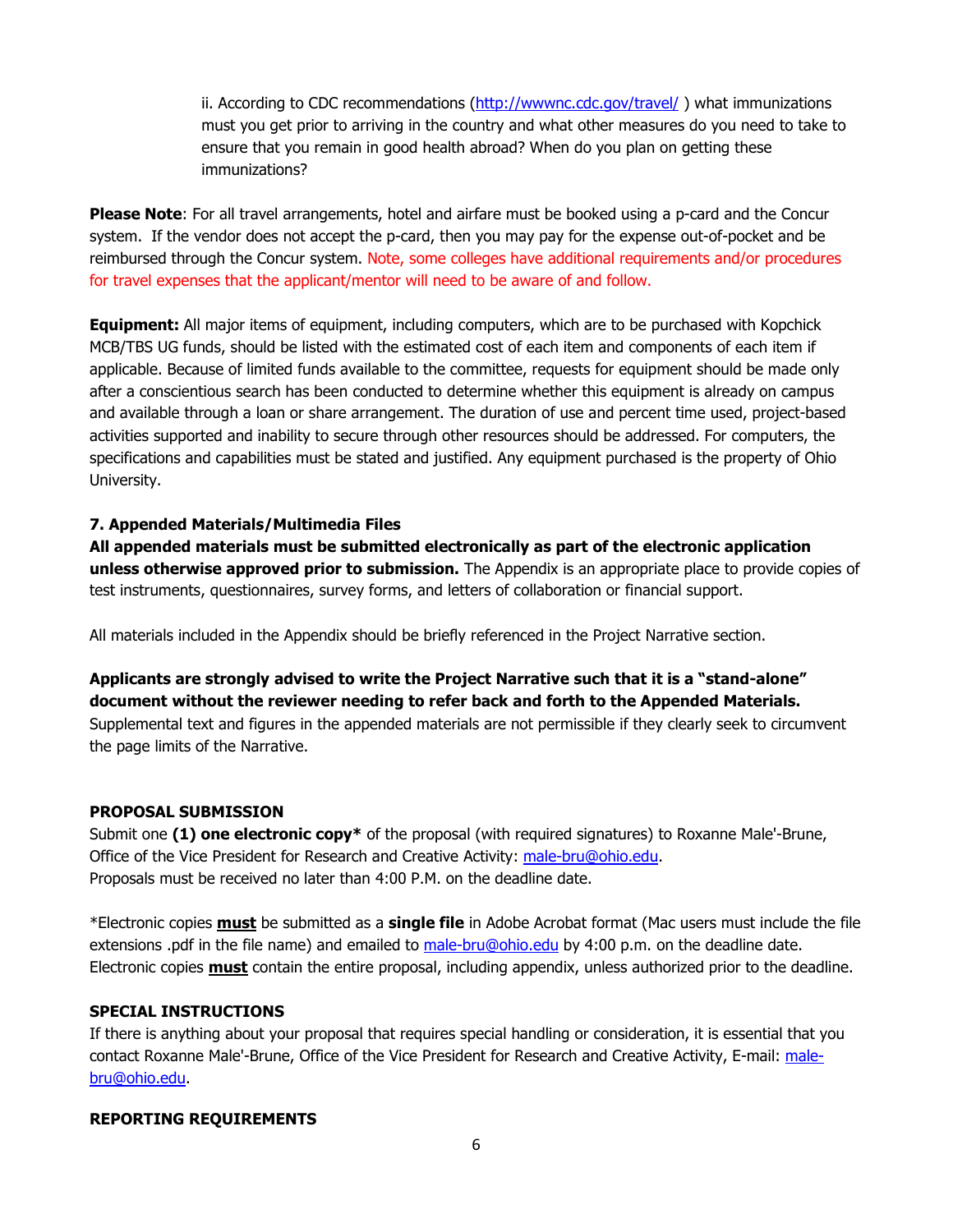ii. According to CDC recommendations (http://wwwnc.cdc.gov/travel/ ) what immunizations must you get prior to arriving in the country and what other measures do you need to take to ensure that you remain in good health abroad? When do you plan on getting these immunizations?

**Please Note**: For all travel arrangements, hotel and airfare must be booked using a p-card and the Concur system. If the vendor does not accept the p-card, then you may pay for the expense out-of-pocket and be reimbursed through the Concur system. Note, some colleges have additional requirements and/or procedures for travel expenses that the applicant/mentor will need to be aware of and follow.

**Equipment:** All major items of equipment, including computers, which are to be purchased with Kopchick MCB/TBS UG funds, should be listed with the estimated cost of each item and components of each item if applicable. Because of limited funds available to the committee, requests for equipment should be made only after a conscientious search has been conducted to determine whether this equipment is already on campus and available through a loan or share arrangement. The duration of use and percent time used, project-based activities supported and inability to secure through other resources should be addressed. For computers, the specifications and capabilities must be stated and justified. Any equipment purchased is the property of Ohio University.

### 7. Appended Materials/Multimedia Files

**All appended materials must be submitted electronically as part of the electronic application unless otherwise approved prior to submission.** The Appendix is an appropriate place to provide copies of test instruments, questionnaires, survey forms, and letters of collaboration or financial support.

All materials included in the Appendix should be briefly referenced in the Project Narrative section.

**Applicants are strongly advised to write the Project Narrative such that it is a "stand-alone" document without the reviewer needing to refer back and forth to the Appended Materials.** Supplemental text and figures in the appended materials are not permissible if they clearly seek to circumvent the page limits of the Narrative.

## PROPOSAL SUBMISSION

Submit one **(1) one electronic copy*** of the proposal (with required signatures) to Roxanne Male'-Brune, Office of the Vice President for Research and Creative Activity: male-bru@ohio.edu.
Proposals must be received no later than 4:00 P.M. on the deadline date.

*Electronic copies **must** be submitted as a **single file** in Adobe Acrobat format (Mac users must include the file extensions .pdf in the file name) and emailed to male-bru@ohio.edu by 4:00 p.m. on the deadline date. Electronic copies **must** contain the entire proposal, including appendix, unless authorized prior to the deadline.

## SPECIAL INSTRUCTIONS

If there is anything about your proposal that requires special handling or consideration, it is essential that you contact Roxanne Male'-Brune, Office of the Vice President for Research and Creative Activity, E-mail: male-bru@ohio.edu.

## REPORTING REQUIREMENTS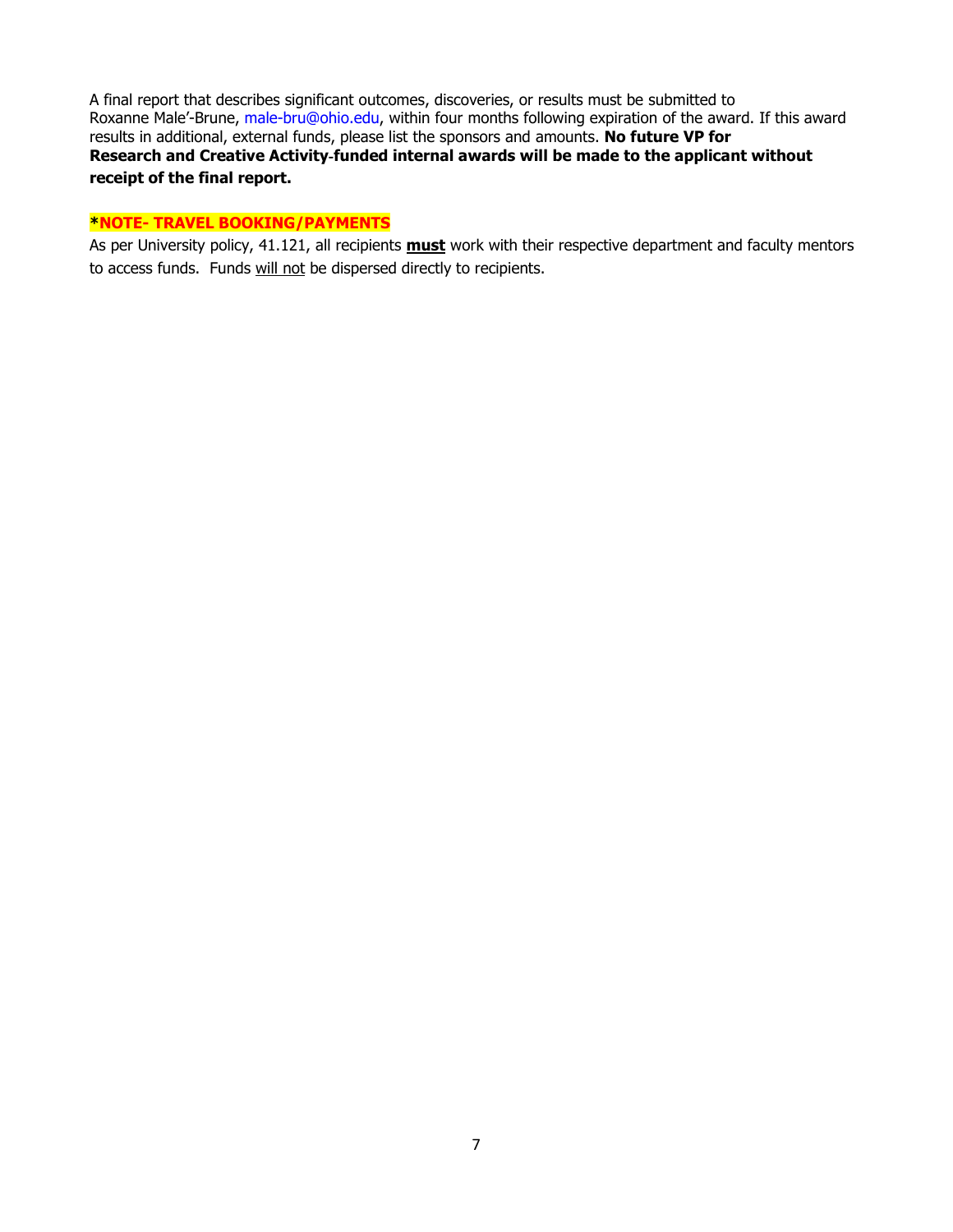A final report that describes significant outcomes, discoveries, or results must be submitted to Roxanne Male'-Brune, male-bru@ohio.edu, within four months following expiration of the award. If this award results in additional, external funds, please list the sponsors and amounts. **No future VP for Research and Creative Activity-funded internal awards will be made to the applicant without receipt of the final report.**

**\*NOTE- TRAVEL BOOKING/PAYMENTS**

As per University policy, 41.121, all recipients **must** work with their respective department and faculty mentors to access funds. Funds will not be dispersed directly to recipients.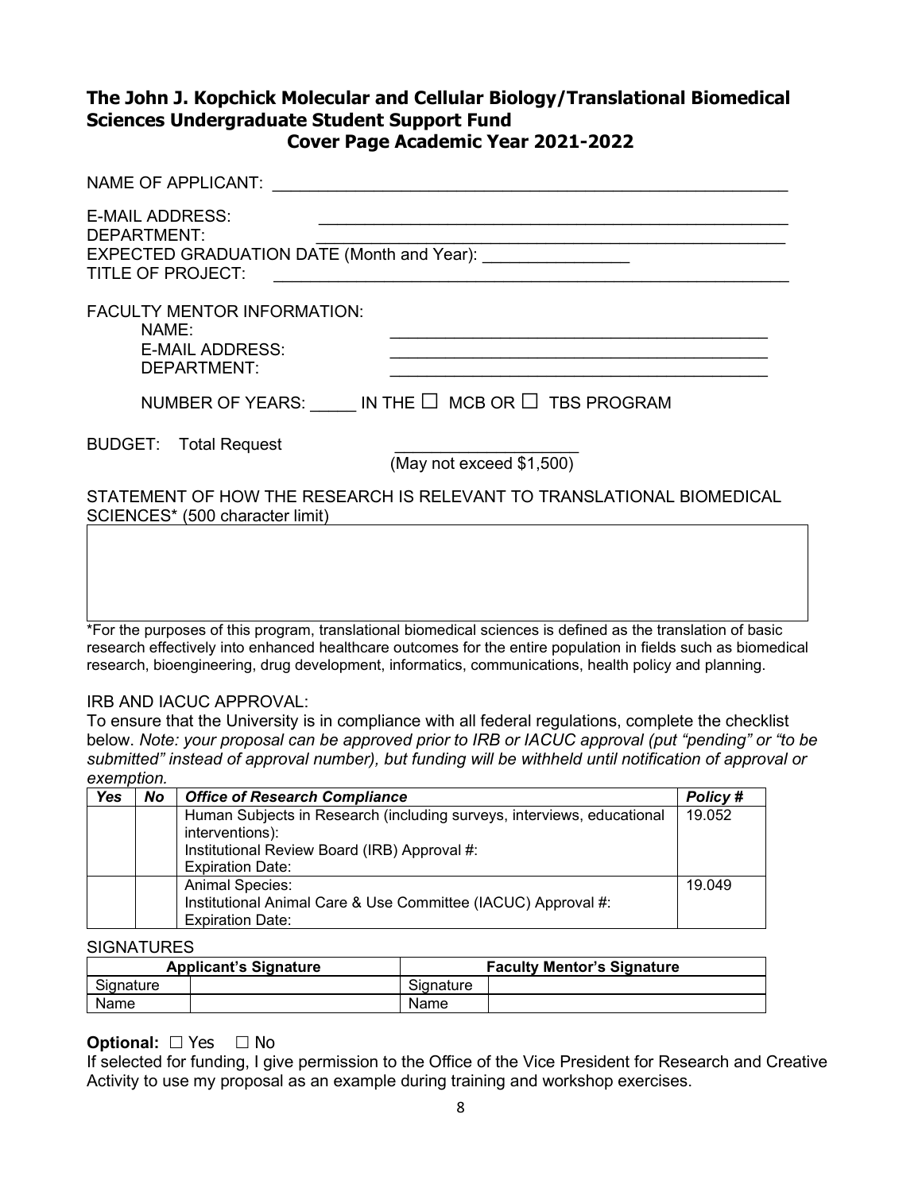## The John J. Kopchick Molecular and Cellular Biology/Translational Biomedical Sciences Undergraduate Student Support Fund

### Cover Page Academic Year 2021-2022

NAME OF APPLICANT: ______________________________________________________

E-MAIL ADDRESS: ______________________________________________________

DEPARTMENT: ______________________________________________________

EXPECTED GRADUATION DATE (Month and Year): ________________

TITLE OF PROJECT: ______________________________________________________

FACULTY MENTOR INFORMATION:

NAME: __________________________________________

E-MAIL ADDRESS: __________________________________________

DEPARTMENT: __________________________________________

NUMBER OF YEARS: _____ IN THE ☐ MCB OR ☐ TBS PROGRAM

BUDGET: Total Request ____________________

(May not exceed $1,500)

STATEMENT OF HOW THE RESEARCH IS RELEVANT TO TRANSLATIONAL BIOMEDICAL SCIENCES* (500 character limit)

| |
|---|
| |

*For the purposes of this program, translational biomedical sciences is defined as the translation of basic research effectively into enhanced healthcare outcomes for the entire population in fields such as biomedical research, bioengineering, drug development, informatics, communications, health policy and planning.

IRB AND IACUC APPROVAL:

To ensure that the University is in compliance with all federal regulations, complete the checklist below. *Note: your proposal can be approved prior to IRB or IACUC approval (put "pending" or "to be submitted" instead of approval number), but funding will be withheld until notification of approval or exemption.*

| *Yes* | *No* | *Office of Research Compliance* | *Policy #* |
|---|---|---|---|
| | | Human Subjects in Research (including surveys, interviews, educational interventions):<br>Institutional Review Board (IRB) Approval #:<br>Expiration Date: | 19.052 |
| | | Animal Species:<br>Institutional Animal Care & Use Committee (IACUC) Approval #:<br>Expiration Date: | 19.049 |

SIGNATURES

| **Applicant's Signature** | | **Faculty Mentor's Signature** | |
|---|---|---|---|
| Signature | | Signature | |
| Name | | Name | |

**Optional:** ☐ Yes ☐ No

If selected for funding, I give permission to the Office of the Vice President for Research and Creative Activity to use my proposal as an example during training and workshop exercises.